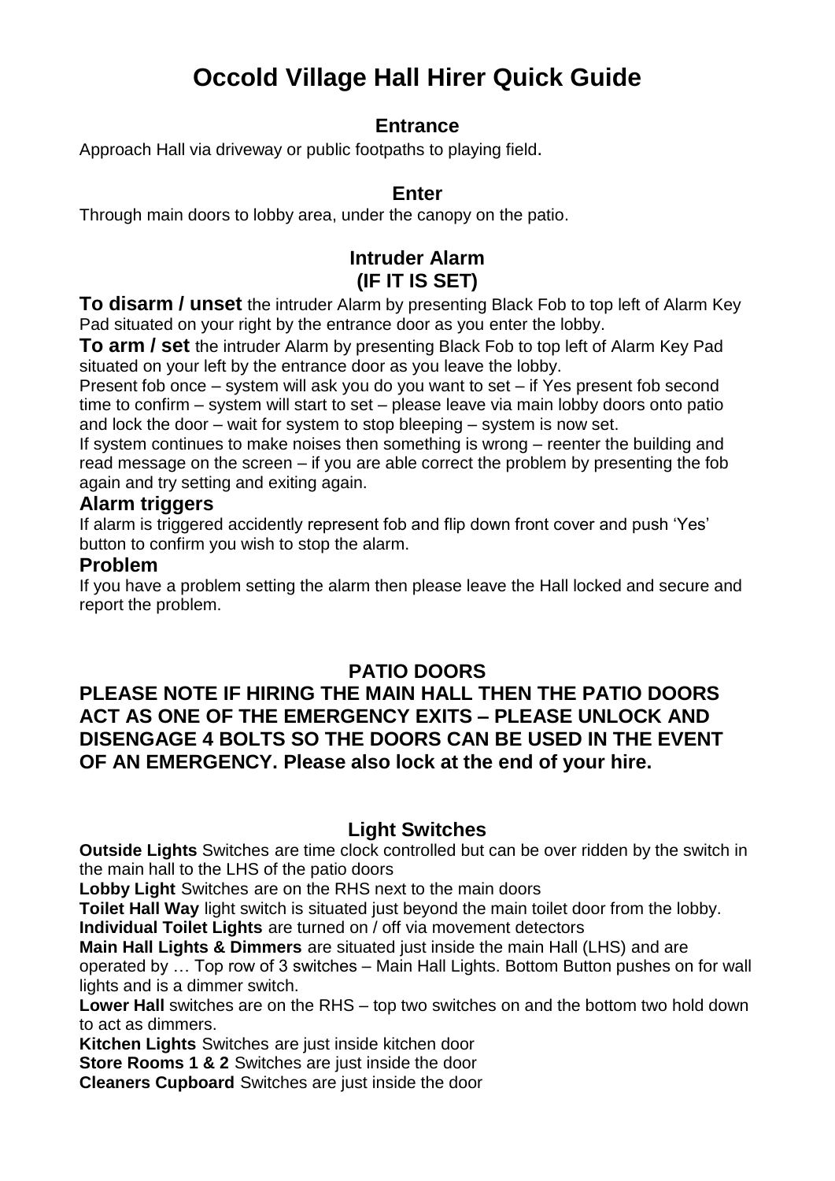# Occold Village Hall Hirer Quick Guide

## Entrance

Approach Hall via driveway or public footpaths to playing field.

## Enter

Through main doors to lobby area, under the canopy on the patio.

## Intruder Alarm (IF IT IS SET)

**To disarm / unset** the intruder Alarm by presenting Black Fob to top left of Alarm Key Pad situated on your right by the entrance door as you enter the lobby.

**To arm / set** the intruder Alarm by presenting Black Fob to top left of Alarm Key Pad situated on your left by the entrance door as you leave the lobby.

Present fob once – system will ask you do you want to set – if Yes present fob second time to confirm – system will start to set – please leave via main lobby doors onto patio and lock the door – wait for system to stop bleeping – system is now set.

If system continues to make noises then something is wrong – reenter the building and read message on the screen – if you are able correct the problem by presenting the fob again and try setting and exiting again.

### Alarm triggers

If alarm is triggered accidently represent fob and flip down front cover and push 'Yes' button to confirm you wish to stop the alarm.

### Problem

If you have a problem setting the alarm then please leave the Hall locked and secure and report the problem.

## PATIO DOORS

**PLEASE NOTE IF HIRING THE MAIN HALL THEN THE PATIO DOORS ACT AS ONE OF THE EMERGENCY EXITS – PLEASE UNLOCK AND DISENGAGE 4 BOLTS SO THE DOORS CAN BE USED IN THE EVENT OF AN EMERGENCY. Please also lock at the end of your hire.**

## Light Switches

**Outside Lights** Switches are time clock controlled but can be over ridden by the switch in the main hall to the LHS of the patio doors

**Lobby Light** Switches are on the RHS next to the main doors

**Toilet Hall Way** light switch is situated just beyond the main toilet door from the lobby.

**Individual Toilet Lights** are turned on / off via movement detectors

**Main Hall Lights & Dimmers** are situated just inside the main Hall (LHS) and are operated by … Top row of 3 switches – Main Hall Lights. Bottom Button pushes on for wall lights and is a dimmer switch.

**Lower Hall** switches are on the RHS – top two switches on and the bottom two hold down to act as dimmers.

**Kitchen Lights** Switches are just inside kitchen door

**Store Rooms 1 & 2** Switches are just inside the door

**Cleaners Cupboard** Switches are just inside the door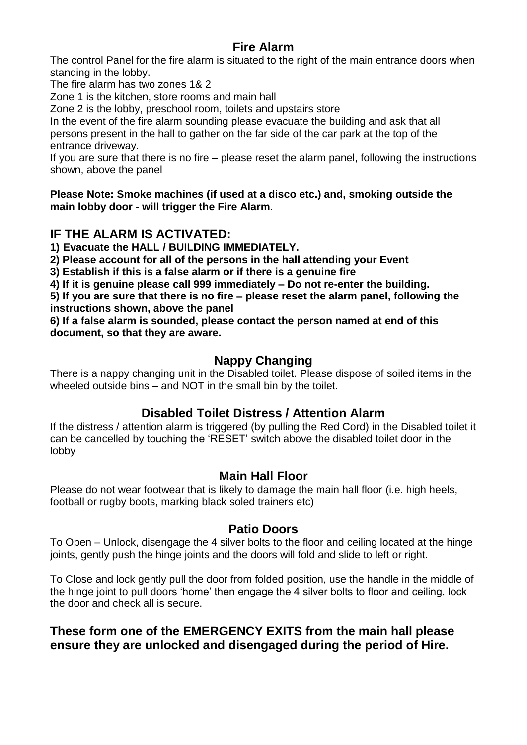## Fire Alarm

The control Panel for the fire alarm is situated to the right of the main entrance doors when standing in the lobby.

The fire alarm has two zones 1& 2

Zone 1 is the kitchen, store rooms and main hall

Zone 2 is the lobby, preschool room, toilets and upstairs store

In the event of the fire alarm sounding please evacuate the building and ask that all persons present in the hall to gather on the far side of the car park at the top of the entrance driveway.

If you are sure that there is no fire – please reset the alarm panel, following the instructions shown, above the panel

**Please Note: Smoke machines (if used at a disco etc.) and, smoking outside the main lobby door - will trigger the Fire Alarm**.

## IF THE ALARM IS ACTIVATED:

**1) Evacuate the HALL / BUILDING IMMEDIATELY.**

**2) Please account for all of the persons in the hall attending your Event**

**3) Establish if this is a false alarm or if there is a genuine fire**

**4) If it is genuine please call 999 immediately – Do not re-enter the building.**

**5) If you are sure that there is no fire – please reset the alarm panel, following the instructions shown, above the panel**

**6) If a false alarm is sounded, please contact the person named at end of this document, so that they are aware.**

## Nappy Changing

There is a nappy changing unit in the Disabled toilet. Please dispose of soiled items in the wheeled outside bins – and NOT in the small bin by the toilet.

## Disabled Toilet Distress / Attention Alarm

If the distress / attention alarm is triggered (by pulling the Red Cord) in the Disabled toilet it can be cancelled by touching the 'RESET' switch above the disabled toilet door in the lobby

## Main Hall Floor

Please do not wear footwear that is likely to damage the main hall floor (i.e. high heels, football or rugby boots, marking black soled trainers etc)

## Patio Doors

To Open – Unlock, disengage the 4 silver bolts to the floor and ceiling located at the hinge joints, gently push the hinge joints and the doors will fold and slide to left or right.

To Close and lock gently pull the door from folded position, use the handle in the middle of the hinge joint to pull doors 'home' then engage the 4 silver bolts to floor and ceiling, lock the door and check all is secure.

## These form one of the EMERGENCY EXITS from the main hall please ensure they are unlocked and disengaged during the period of Hire.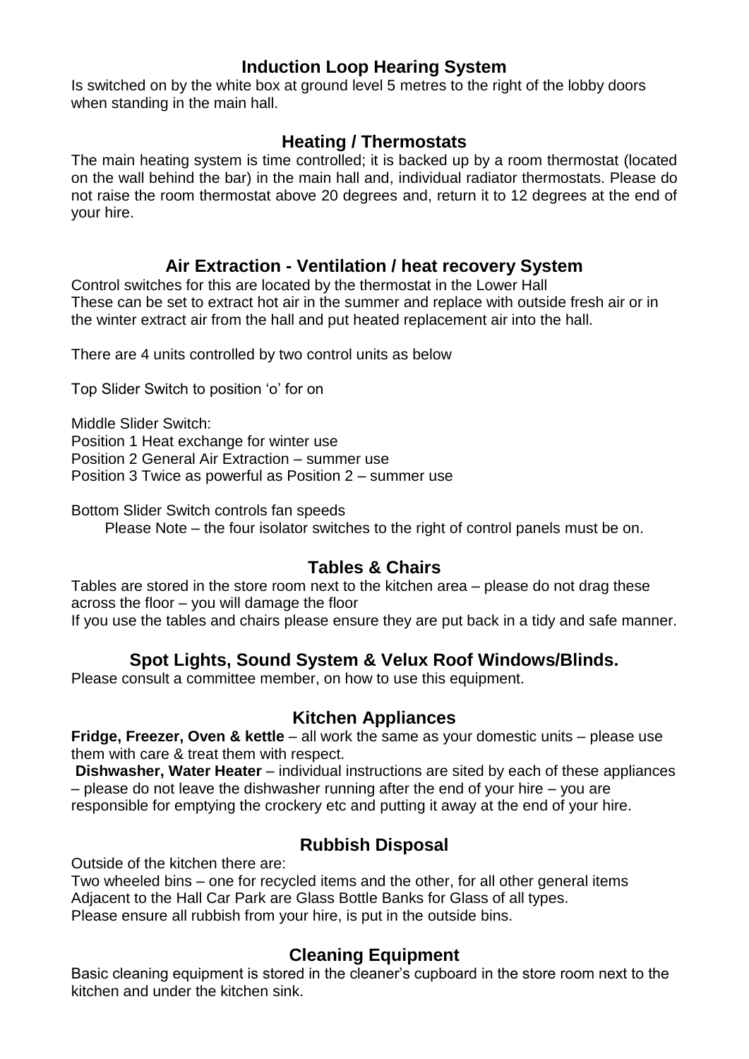## Induction Loop Hearing System

Is switched on by the white box at ground level 5 metres to the right of the lobby doors when standing in the main hall.

## Heating / Thermostats

The main heating system is time controlled; it is backed up by a room thermostat (located on the wall behind the bar) in the main hall and, individual radiator thermostats. Please do not raise the room thermostat above 20 degrees and, return it to 12 degrees at the end of your hire.

## Air Extraction - Ventilation / heat recovery System

Control switches for this are located by the thermostat in the Lower Hall
These can be set to extract hot air in the summer and replace with outside fresh air or in the winter extract air from the hall and put heated replacement air into the hall.

There are 4 units controlled by two control units as below

Top Slider Switch to position 'o' for on

Middle Slider Switch:
Position 1 Heat exchange for winter use
Position 2 General Air Extraction – summer use
Position 3 Twice as powerful as Position 2 – summer use

Bottom Slider Switch controls fan speeds
Please Note – the four isolator switches to the right of control panels must be on.

## Tables & Chairs

Tables are stored in the store room next to the kitchen area – please do not drag these across the floor – you will damage the floor
If you use the tables and chairs please ensure they are put back in a tidy and safe manner.

## Spot Lights, Sound System & Velux Roof Windows/Blinds.

Please consult a committee member, on how to use this equipment.

## Kitchen Appliances

**Fridge, Freezer, Oven & kettle** – all work the same as your domestic units – please use them with care & treat them with respect.
**Dishwasher, Water Heater** – individual instructions are sited by each of these appliances – please do not leave the dishwasher running after the end of your hire – you are responsible for emptying the crockery etc and putting it away at the end of your hire.

## Rubbish Disposal

Outside of the kitchen there are:
Two wheeled bins – one for recycled items and the other, for all other general items
Adjacent to the Hall Car Park are Glass Bottle Banks for Glass of all types.
Please ensure all rubbish from your hire, is put in the outside bins.

## Cleaning Equipment

Basic cleaning equipment is stored in the cleaner's cupboard in the store room next to the kitchen and under the kitchen sink.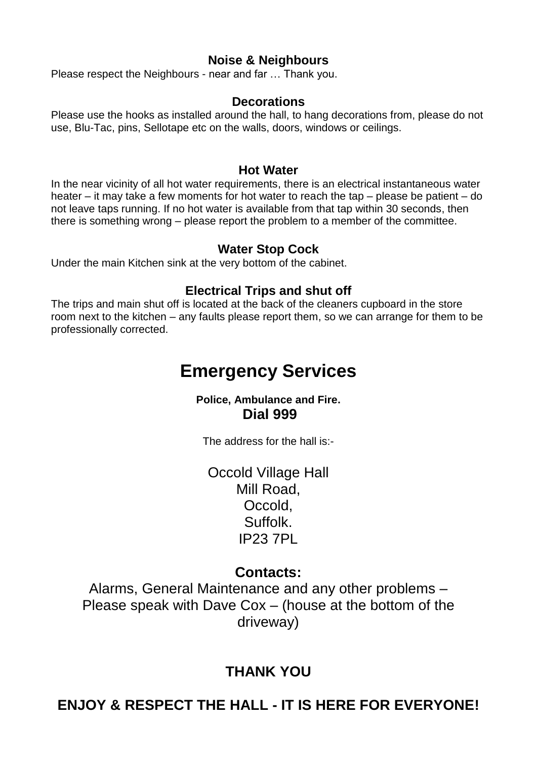### Noise & Neighbours

Please respect the Neighbours - near and far … Thank you.

### Decorations

Please use the hooks as installed around the hall, to hang decorations from, please do not use, Blu-Tac, pins, Sellotape etc on the walls, doors, windows or ceilings.

### Hot Water

In the near vicinity of all hot water requirements, there is an electrical instantaneous water heater – it may take a few moments for hot water to reach the tap – please be patient – do not leave taps running. If no hot water is available from that tap within 30 seconds, then there is something wrong – please report the problem to a member of the committee.

### Water Stop Cock

Under the main Kitchen sink at the very bottom of the cabinet.

### Electrical Trips and shut off

The trips and main shut off is located at the back of the cleaners cupboard in the store room next to the kitchen – any faults please report them, so we can arrange for them to be professionally corrected.

# Emergency Services

**Police, Ambulance and Fire.**
**Dial 999**

The address for the hall is:-

Occold Village Hall
Mill Road,
Occold,
Suffolk.
IP23 7PL

## Contacts:

Alarms, General Maintenance and any other problems – Please speak with Dave Cox – (house at the bottom of the driveway)

**THANK YOU**

**ENJOY & RESPECT THE HALL - IT IS HERE FOR EVERYONE!**